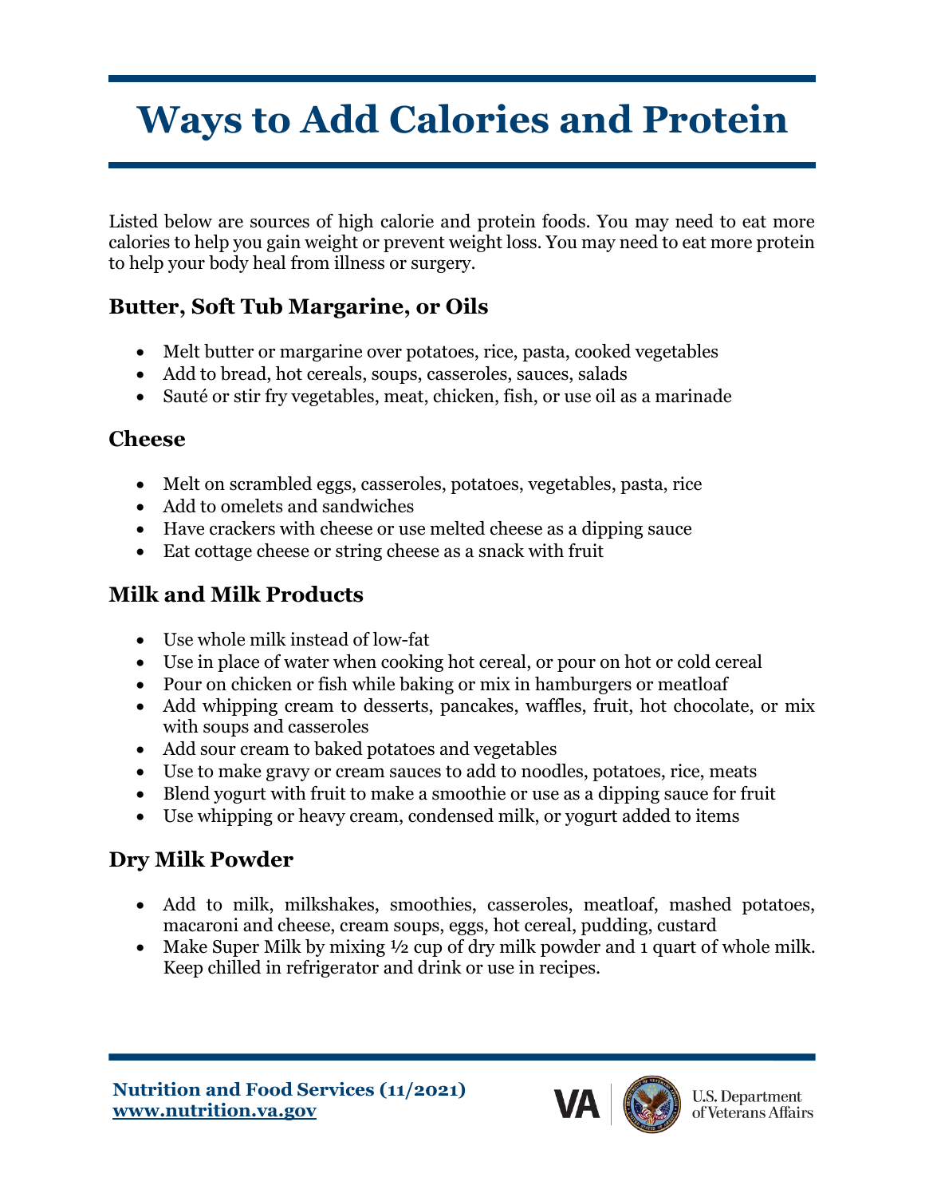# Ways to Add Calories and Protein

Listed below are sources of high calorie and protein foods. You may need to eat more calories to help you gain weight or prevent weight loss. You may need to eat more protein to help your body heal from illness or surgery.

## Butter, Soft Tub Margarine, or Oils

- Melt butter or margarine over potatoes, rice, pasta, cooked vegetables
- Add to bread, hot cereals, soups, casseroles, sauces, salads
- Sauté or stir fry vegetables, meat, chicken, fish, or use oil as a marinade

## Cheese

- Melt on scrambled eggs, casseroles, potatoes, vegetables, pasta, rice
- Add to omelets and sandwiches
- Have crackers with cheese or use melted cheese as a dipping sauce
- Eat cottage cheese or string cheese as a snack with fruit

## Milk and Milk Products

- Use whole milk instead of low-fat
- Use in place of water when cooking hot cereal, or pour on hot or cold cereal
- Pour on chicken or fish while baking or mix in hamburgers or meatloaf
- Add whipping cream to desserts, pancakes, waffles, fruit, hot chocolate, or mix with soups and casseroles
- Add sour cream to baked potatoes and vegetables
- Use to make gravy or cream sauces to add to noodles, potatoes, rice, meats
- Blend yogurt with fruit to make a smoothie or use as a dipping sauce for fruit
- Use whipping or heavy cream, condensed milk, or yogurt added to items

## Dry Milk Powder

- Add to milk, milkshakes, smoothies, casseroles, meatloaf, mashed potatoes, macaroni and cheese, cream soups, eggs, hot cereal, pudding, custard
- Make Super Milk by mixing ½ cup of dry milk powder and 1 quart of whole milk. Keep chilled in refrigerator and drink or use in recipes.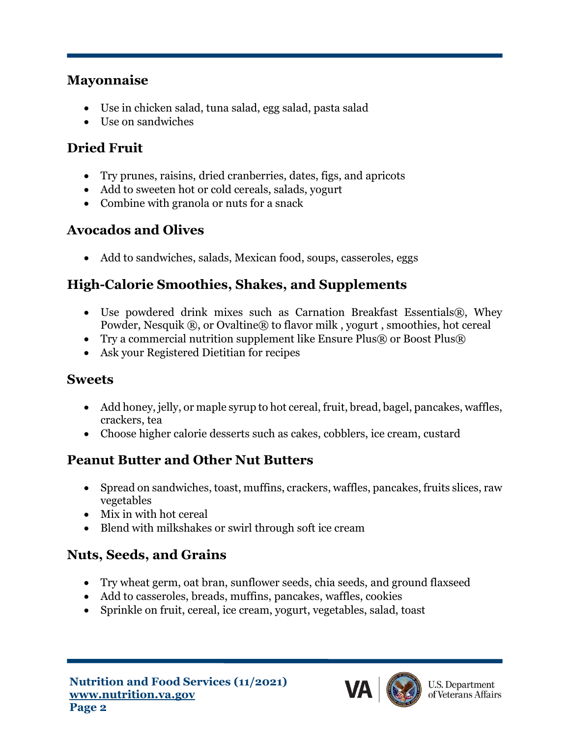## Mayonnaise

- Use in chicken salad, tuna salad, egg salad, pasta salad
- Use on sandwiches

## Dried Fruit

- Try prunes, raisins, dried cranberries, dates, figs, and apricots
- Add to sweeten hot or cold cereals, salads, yogurt
- Combine with granola or nuts for a snack

## Avocados and Olives

- Add to sandwiches, salads, Mexican food, soups, casseroles, eggs

## High-Calorie Smoothies, Shakes, and Supplements

- Use powdered drink mixes such as Carnation Breakfast Essentials®, Whey Powder, Nesquik ®, or Ovaltine® to flavor milk , yogurt , smoothies, hot cereal
- Try a commercial nutrition supplement like Ensure Plus® or Boost Plus®
- Ask your Registered Dietitian for recipes

## Sweets

- Add honey, jelly, or maple syrup to hot cereal, fruit, bread, bagel, pancakes, waffles, crackers, tea
- Choose higher calorie desserts such as cakes, cobblers, ice cream, custard

## Peanut Butter and Other Nut Butters

- Spread on sandwiches, toast, muffins, crackers, waffles, pancakes, fruits slices, raw vegetables
- Mix in with hot cereal
- Blend with milkshakes or swirl through soft ice cream

## Nuts, Seeds, and Grains

- Try wheat germ, oat bran, sunflower seeds, chia seeds, and ground flaxseed
- Add to casseroles, breads, muffins, pancakes, waffles, cookies
- Sprinkle on fruit, cereal, ice cream, yogurt, vegetables, salad, toast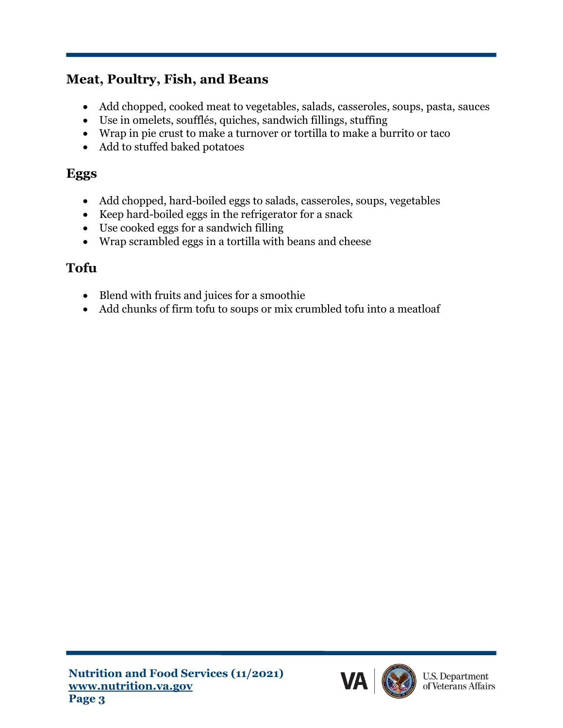## Meat, Poultry, Fish, and Beans

- Add chopped, cooked meat to vegetables, salads, casseroles, soups, pasta, sauces
- Use in omelets, soufflés, quiches, sandwich fillings, stuffing
- Wrap in pie crust to make a turnover or tortilla to make a burrito or taco
- Add to stuffed baked potatoes

## Eggs

- Add chopped, hard-boiled eggs to salads, casseroles, soups, vegetables
- Keep hard-boiled eggs in the refrigerator for a snack
- Use cooked eggs for a sandwich filling
- Wrap scrambled eggs in a tortilla with beans and cheese

## Tofu

- Blend with fruits and juices for a smoothie
- Add chunks of firm tofu to soups or mix crumbled tofu into a meatloaf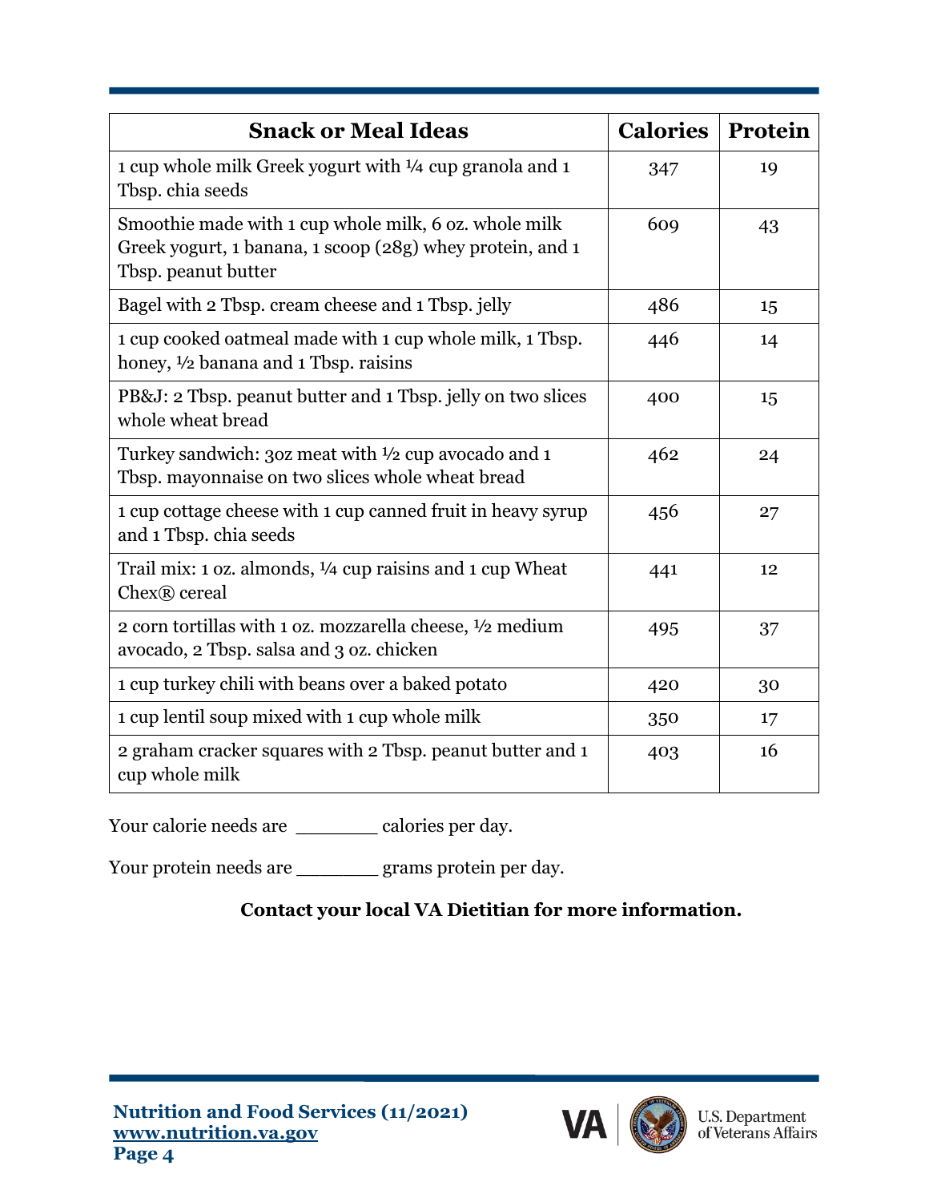| Snack or Meal Ideas | Calories | Protein |
|---|---|---|
| 1 cup whole milk Greek yogurt with ¼ cup granola and 1 Tbsp. chia seeds | 347 | 19 |
| Smoothie made with 1 cup whole milk, 6 oz. whole milk Greek yogurt, 1 banana, 1 scoop (28g) whey protein, and 1 Tbsp. peanut butter | 609 | 43 |
| Bagel with 2 Tbsp. cream cheese and 1 Tbsp. jelly | 486 | 15 |
| 1 cup cooked oatmeal made with 1 cup whole milk, 1 Tbsp. honey, ½ banana and 1 Tbsp. raisins | 446 | 14 |
| PB&J: 2 Tbsp. peanut butter and 1 Tbsp. jelly on two slices whole wheat bread | 400 | 15 |
| Turkey sandwich: 3oz meat with ½ cup avocado and 1 Tbsp. mayonnaise on two slices whole wheat bread | 462 | 24 |
| 1 cup cottage cheese with 1 cup canned fruit in heavy syrup and 1 Tbsp. chia seeds | 456 | 27 |
| Trail mix: 1 oz. almonds, ¼ cup raisins and 1 cup Wheat Chex® cereal | 441 | 12 |
| 2 corn tortillas with 1 oz. mozzarella cheese, ½ medium avocado, 2 Tbsp. salsa and 3 oz. chicken | 495 | 37 |
| 1 cup turkey chili with beans over a baked potato | 420 | 30 |
| 1 cup lentil soup mixed with 1 cup whole milk | 350 | 17 |
| 2 graham cracker squares with 2 Tbsp. peanut butter and 1 cup whole milk | 403 | 16 |

Your calorie needs are _______ calories per day.

Your protein needs are _______ grams protein per day.

**Contact your local VA Dietitian for more information.**

**Nutrition and Food Services (11/2021)**
**www.nutrition.va.gov**

VA | U.S. Department of Veterans Affairs